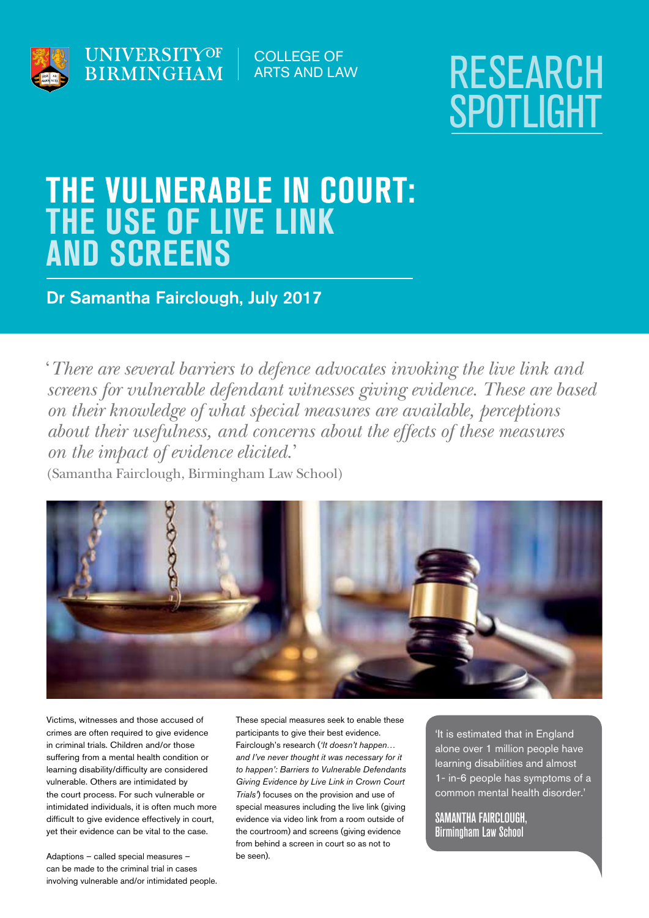UNIVERSITY OF BIRMINGHAM | COLLEGE OF ARTS AND LAW

RESEARCH SPOTLIGHT

# THE VULNERABLE IN COURT: THE USE OF LIVE LINK AND SCREENS

**Dr Samantha Fairclough, July 2017**

> '*There are several barriers to defence advocates invoking the live link and screens for vulnerable defendant witnesses giving evidence. These are based on their knowledge of what special measures are available, perceptions about their usefulness, and concerns about the effects of these measures on the impact of evidence elicited.*'
>
> (Samantha Fairclough, Birmingham Law School)

Victims, witnesses and those accused of crimes are often required to give evidence in criminal trials. Children and/or those suffering from a mental health condition or learning disability/difficulty are considered vulnerable. Others are intimidated by the court process. For such vulnerable or intimidated individuals, it is often much more difficult to give evidence effectively in court, yet their evidence can be vital to the case.

Adaptions – called special measures – can be made to the criminal trial in cases involving vulnerable and/or intimidated people. These special measures seek to enable these participants to give their best evidence. Fairclough's research ('*It doesn't happen… and I've never thought it was necessary for it to happen': Barriers to Vulnerable Defendants Giving Evidence by Live Link in Crown Court Trials*') focuses on the provision and use of special measures including the live link (giving evidence via video link from a room outside of the courtroom) and screens (giving evidence from behind a screen in court so as not to be seen).

> 'It is estimated that in England alone over 1 million people have learning disabilities and almost 1- in-6 people has symptoms of a common mental health disorder.'
>
> SAMANTHA FAIRCLOUGH, Birmingham Law School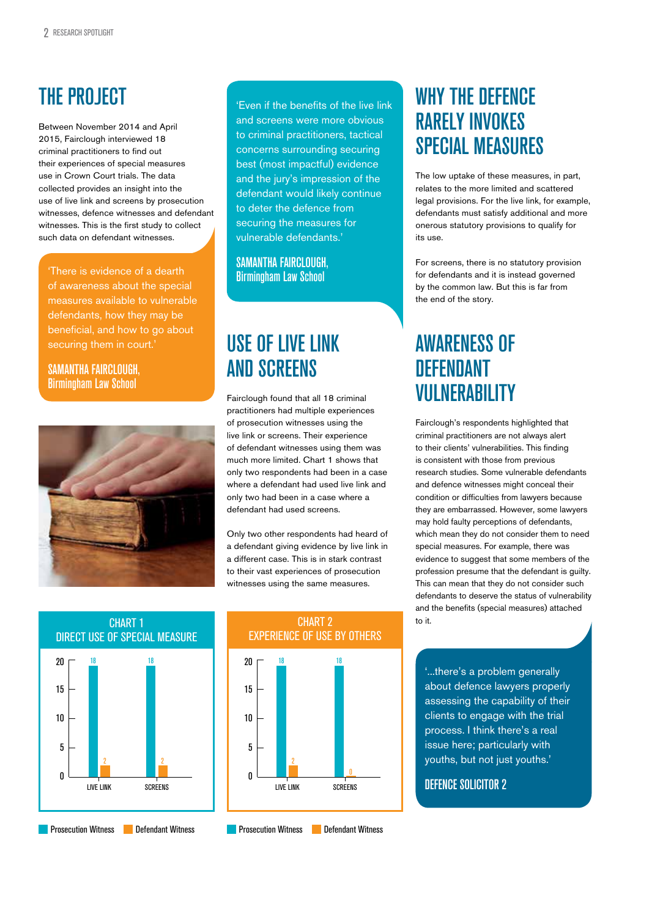# THE PROJECT

Between November 2014 and April 2015, Fairclough interviewed 18 criminal practitioners to find out their experiences of special measures use in Crown Court trials. The data collected provides an insight into the use of live link and screens by prosecution witnesses, defence witnesses and defendant witnesses. This is the first study to collect such data on defendant witnesses.

> 'There is evidence of a dearth of awareness about the special measures available to vulnerable defendants, how they may be beneficial, and how to go about securing them in court.'
>
> **SAMANTHA FAIRCLOUGH, Birmingham Law School**

> 'Even if the benefits of the live link and screens were more obvious to criminal practitioners, tactical concerns surrounding securing best (most impactful) evidence and the jury's impression of the defendant would likely continue to deter the defence from securing the measures for vulnerable defendants.'
>
> **SAMANTHA FAIRCLOUGH, Birmingham Law School**

## USE OF LIVE LINK AND SCREENS

Fairclough found that all 18 criminal practitioners had multiple experiences of prosecution witnesses using the live link or screens. Their experience of defendant witnesses using them was much more limited. Chart 1 shows that only two respondents had been in a case where a defendant had used live link and only two had been in a case where a defendant had used screens.

Only two other respondents had heard of a defendant giving evidence by live link in a different case. This is in stark contrast to their vast experiences of prosecution witnesses using the same measures.

**CHART 1 DIRECT USE OF SPECIAL MEASURE**

| | Prosecution Witness | Defendant Witness |
|---|---|---|
| LIVE LINK | 18 | 2 |
| SCREENS | 18 | 2 |

**CHART 2 EXPERIENCE OF USE BY OTHERS**

| | Prosecution Witness | Defendant Witness |
|---|---|---|
| LIVE LINK | 18 | 2 |
| SCREENS | 18 | 0 |

## WHY THE DEFENCE RARELY INVOKES SPECIAL MEASURES

The low uptake of these measures, in part, relates to the more limited and scattered legal provisions. For the live link, for example, defendants must satisfy additional and more onerous statutory provisions to qualify for its use.

For screens, there is no statutory provision for defendants and it is instead governed by the common law. But this is far from the end of the story.

## AWARENESS OF DEFENDANT VULNERABILITY

Fairclough's respondents highlighted that criminal practitioners are not always alert to their clients' vulnerabilities. This finding is consistent with those from previous research studies. Some vulnerable defendants and defence witnesses might conceal their condition or difficulties from lawyers because they are embarrassed. However, some lawyers may hold faulty perceptions of defendants, which mean they do not consider them to need special measures. For example, there was evidence to suggest that some members of the profession presume that the defendant is guilty. This can mean that they do not consider such defendants to deserve the status of vulnerability and the benefits (special measures) attached to it.

> '...there's a problem generally about defence lawyers properly assessing the capability of their clients to engage with the trial process. I think there's a real issue here; particularly with youths, but not just youths.'
>
> **DEFENCE SOLICITOR 2**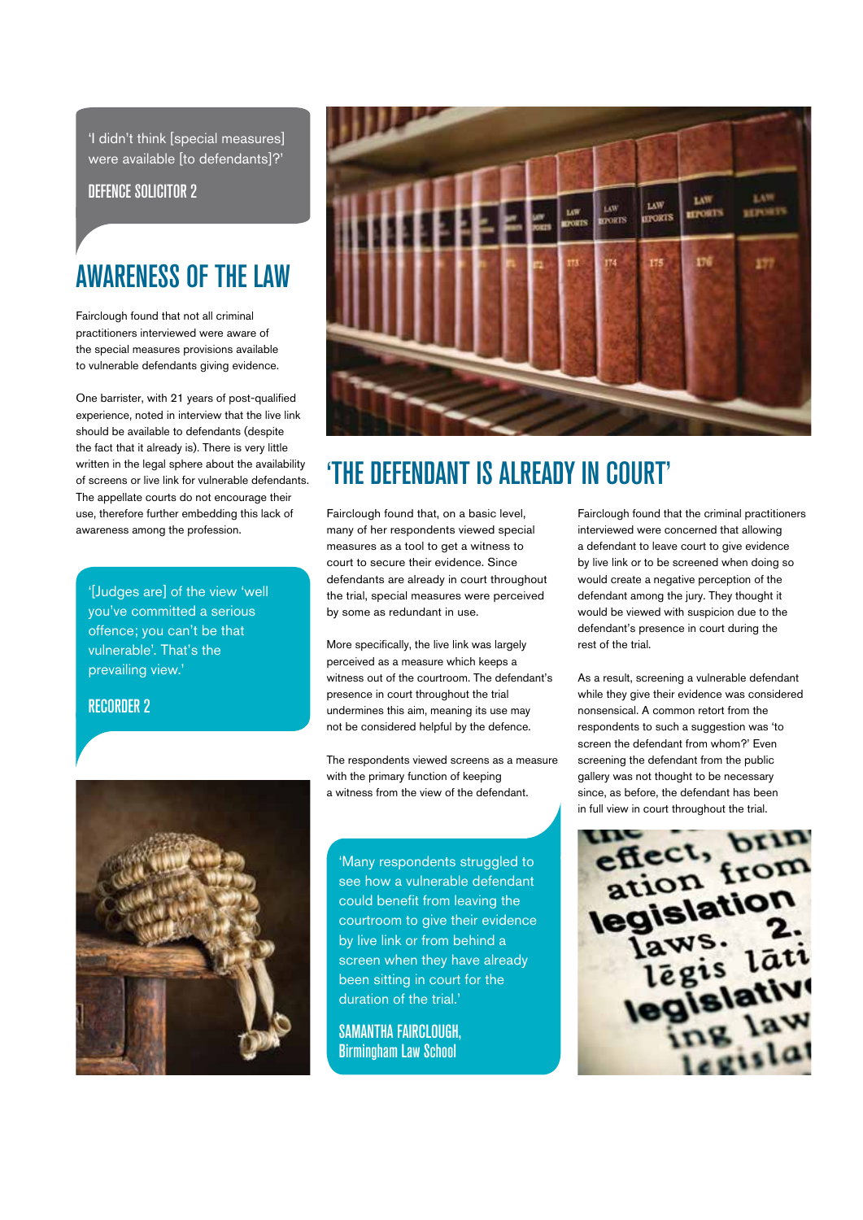> 'I didn't think [special measures] were available [to defendants]?'
>
> DEFENCE SOLICITOR 2

## AWARENESS OF THE LAW

Fairclough found that not all criminal practitioners interviewed were aware of the special measures provisions available to vulnerable defendants giving evidence.

One barrister, with 21 years of post-qualified experience, noted in interview that the live link should be available to defendants (despite the fact that it already is). There is very little written in the legal sphere about the availability of screens or live link for vulnerable defendants. The appellate courts do not encourage their use, therefore further embedding this lack of awareness among the profession.

> '[Judges are] of the view 'well you've committed a serious offence; you can't be that vulnerable'. That's the prevailing view.'
>
> RECORDER 2

## 'THE DEFENDANT IS ALREADY IN COURT'

Fairclough found that, on a basic level, many of her respondents viewed special measures as a tool to get a witness to court to secure their evidence. Since defendants are already in court throughout the trial, special measures were perceived by some as redundant in use.

More specifically, the live link was largely perceived as a measure which keeps a witness out of the courtroom. The defendant's presence in court throughout the trial undermines this aim, meaning its use may not be considered helpful by the defence.

The respondents viewed screens as a measure with the primary function of keeping a witness from the view of the defendant.

> 'Many respondents struggled to see how a vulnerable defendant could benefit from leaving the courtroom to give their evidence by live link or from behind a screen when they have already been sitting in court for the duration of the trial.'
>
> SAMANTHA FAIRCLOUGH, Birmingham Law School

Fairclough found that the criminal practitioners interviewed were concerned that allowing a defendant to leave court to give evidence by live link or to be screened when doing so would create a negative perception of the defendant among the jury. They thought it would be viewed with suspicion due to the defendant's presence in court during the rest of the trial.

As a result, screening a vulnerable defendant while they give their evidence was considered nonsensical. A common retort from the respondents to such a suggestion was 'to screen the defendant from whom?' Even screening the defendant from the public gallery was not thought to be necessary since, as before, the defendant has been in full view in court throughout the trial.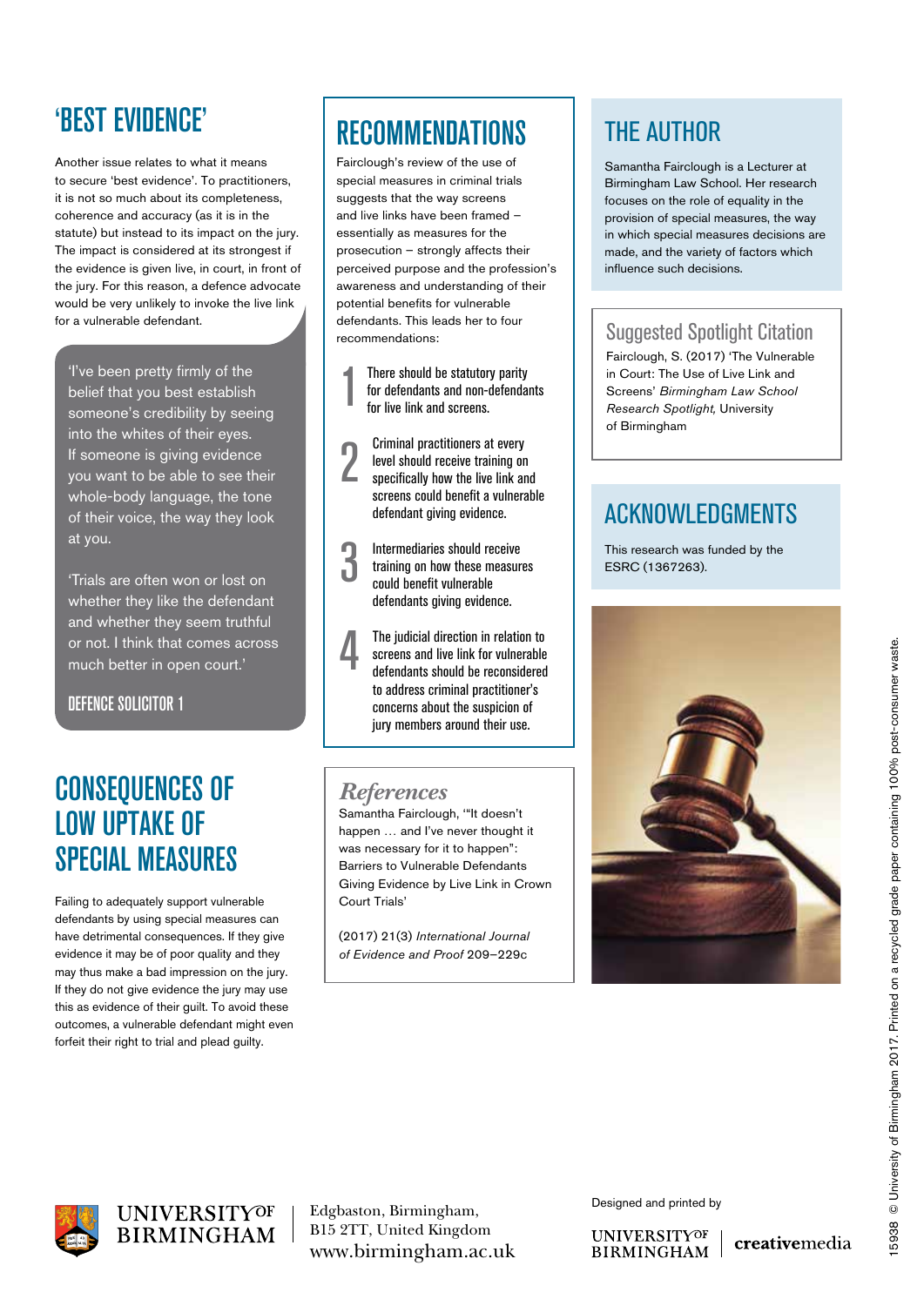## 'BEST EVIDENCE'

Another issue relates to what it means to secure 'best evidence'. To practitioners, it is not so much about its completeness, coherence and accuracy (as it is in the statute) but instead to its impact on the jury. The impact is considered at its strongest if the evidence is given live, in court, in front of the jury. For this reason, a defence advocate would be very unlikely to invoke the live link for a vulnerable defendant.

> 'I've been pretty firmly of the belief that you best establish someone's credibility by seeing into the whites of their eyes. If someone is giving evidence you want to be able to see their whole-body language, the tone of their voice, the way they look at you.
>
> 'Trials are often won or lost on whether they like the defendant and whether they seem truthful or not. I think that comes across much better in open court.'
>
> DEFENCE SOLICITOR 1

## CONSEQUENCES OF LOW UPTAKE OF SPECIAL MEASURES

Failing to adequately support vulnerable defendants by using special measures can have detrimental consequences. If they give evidence it may be of poor quality and they may thus make a bad impression on the jury. If they do not give evidence the jury may use this as evidence of their guilt. To avoid these outcomes, a vulnerable defendant might even forfeit their right to trial and plead guilty.

## RECOMMENDATIONS

Fairclough's review of the use of special measures in criminal trials suggests that the way screens and live links have been framed – essentially as measures for the prosecution – strongly affects their perceived purpose and the profession's awareness and understanding of their potential benefits for vulnerable defendants. This leads her to four recommendations:

1. There should be statutory parity for defendants and non-defendants for live link and screens.
2. Criminal practitioners at every level should receive training on specifically how the live link and screens could benefit a vulnerable defendant giving evidence.
3. Intermediaries should receive training on how these measures could benefit vulnerable defendants giving evidence.
4. The judicial direction in relation to screens and live link for vulnerable defendants should be reconsidered to address criminal practitioner's concerns about the suspicion of jury members around their use.

### *References*

Samantha Fairclough, '"It doesn't happen … and I've never thought it was necessary for it to happen": Barriers to Vulnerable Defendants Giving Evidence by Live Link in Crown Court Trials'

(2017) 21(3) *International Journal of Evidence and Proof* 209–229c

## THE AUTHOR

Samantha Fairclough is a Lecturer at Birmingham Law School. Her research focuses on the role of equality in the provision of special measures, the way in which special measures decisions are made, and the variety of factors which influence such decisions.

### Suggested Spotlight Citation

Fairclough, S. (2017) 'The Vulnerable in Court: The Use of Live Link and Screens' *Birmingham Law School Research Spotlight,* University of Birmingham

## ACKNOWLEDGMENTS

This research was funded by the ESRC (1367263).

UNIVERSITY OF BIRMINGHAM

Edgbaston, Birmingham, B15 2TT, United Kingdom
www.birmingham.ac.uk

Designed and printed by UNIVERSITY OF BIRMINGHAM | creativemedia

15938 © University of Birmingham 2017. Printed on a recycled grade paper containing 100% post-consumer waste.